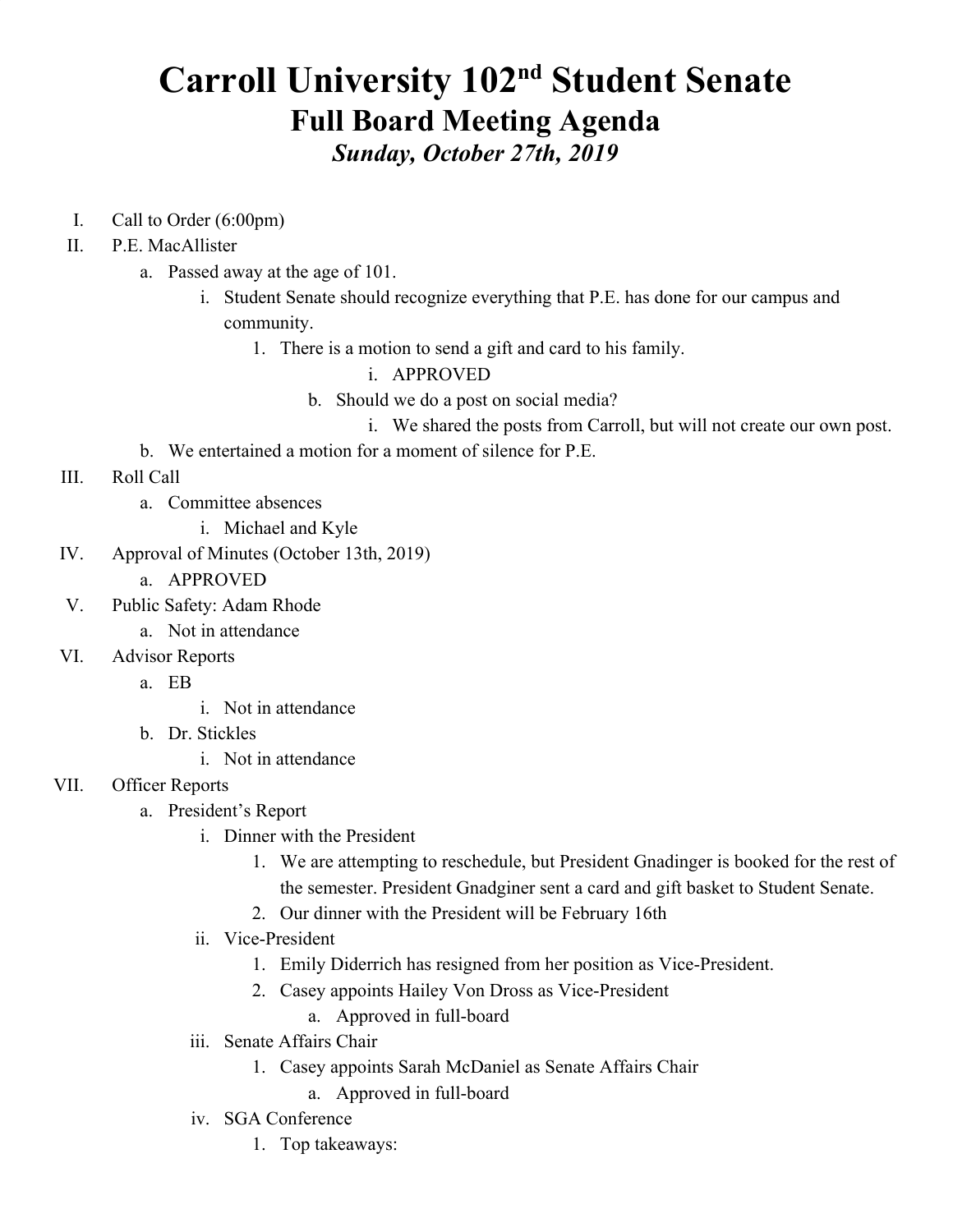# Carroll University 102nd Student Senate
## Full Board Meeting Agenda
### *Sunday, October 27th, 2019*

I. Call to Order (6:00pm)

II. P.E. MacAllister
   a. Passed away at the age of 101.
      i. Student Senate should recognize everything that P.E. has done for our campus and community.
         1. There is a motion to send a gift and card to his family.
            i. APPROVED
         b. Should we do a post on social media?
            i. We shared the posts from Carroll, but will not create our own post.
   b. We entertained a motion for a moment of silence for P.E.

III. Roll Call
   a. Committee absences
      i. Michael and Kyle

IV. Approval of Minutes (October 13th, 2019)
   a. APPROVED

V. Public Safety: Adam Rhode
   a. Not in attendance

VI. Advisor Reports
   a. EB
      i. Not in attendance
   b. Dr. Stickles
      i. Not in attendance

VII. Officer Reports
   a. President's Report
      i. Dinner with the President
         1. We are attempting to reschedule, but President Gnadinger is booked for the rest of the semester. President Gnadginer sent a card and gift basket to Student Senate.
         2. Our dinner with the President will be February 16th
      ii. Vice-President
         1. Emily Diderrich has resigned from her position as Vice-President.
         2. Casey appoints Hailey Von Dross as Vice-President
            a. Approved in full-board
      iii. Senate Affairs Chair
         1. Casey appoints Sarah McDaniel as Senate Affairs Chair
            a. Approved in full-board
      iv. SGA Conference
         1. Top takeaways: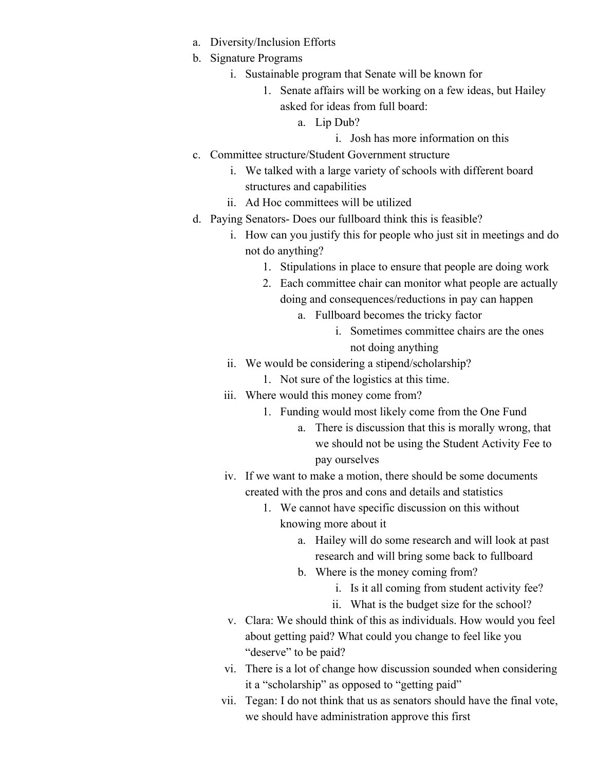a. Diversity/Inclusion Efforts
b. Signature Programs
    i. Sustainable program that Senate will be known for
        1. Senate affairs will be working on a few ideas, but Hailey asked for ideas from full board:
            a. Lip Dub?
                i. Josh has more information on this
c. Committee structure/Student Government structure
    i. We talked with a large variety of schools with different board structures and capabilities
    ii. Ad Hoc committees will be utilized
d. Paying Senators- Does our fullboard think this is feasible?
    i. How can you justify this for people who just sit in meetings and do not do anything?
        1. Stipulations in place to ensure that people are doing work
        2. Each committee chair can monitor what people are actually doing and consequences/reductions in pay can happen
            a. Fullboard becomes the tricky factor
                i. Sometimes committee chairs are the ones not doing anything
    ii. We would be considering a stipend/scholarship?
        1. Not sure of the logistics at this time.
    iii. Where would this money come from?
        1. Funding would most likely come from the One Fund
            a. There is discussion that this is morally wrong, that we should not be using the Student Activity Fee to pay ourselves
    iv. If we want to make a motion, there should be some documents created with the pros and cons and details and statistics
        1. We cannot have specific discussion on this without knowing more about it
            a. Hailey will do some research and will look at past research and will bring some back to fullboard
            b. Where is the money coming from?
                i. Is it all coming from student activity fee?
                ii. What is the budget size for the school?
    v. Clara: We should think of this as individuals. How would you feel about getting paid? What could you change to feel like you "deserve" to be paid?
    vi. There is a lot of change how discussion sounded when considering it a "scholarship" as opposed to "getting paid"
    vii. Tegan: I do not think that us as senators should have the final vote, we should have administration approve this first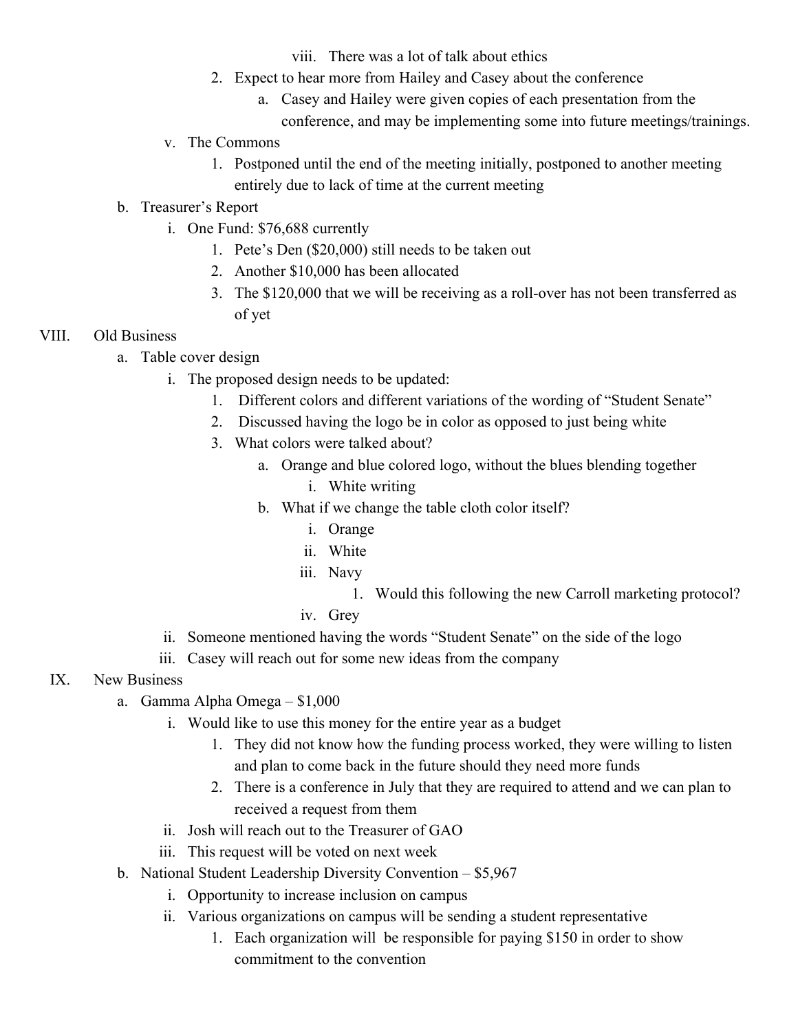viii. There was a lot of talk about ethics

2. Expect to hear more from Hailey and Casey about the conference
    a. Casey and Hailey were given copies of each presentation from the conference, and may be implementing some into future meetings/trainings.

v. The Commons

1. Postponed until the end of the meeting initially, postponed to another meeting entirely due to lack of time at the current meeting

b. Treasurer's Report

i. One Fund: $76,688 currently

1. Pete's Den ($20,000) still needs to be taken out
2. Another $10,000 has been allocated
3. The $120,000 that we will be receiving as a roll-over has not been transferred as of yet

VIII. Old Business

a. Table cover design

i. The proposed design needs to be updated:

1. Different colors and different variations of the wording of "Student Senate"
2. Discussed having the logo be in color as opposed to just being white
3. What colors were talked about?
    a. Orange and blue colored logo, without the blues blending together
        i. White writing
    b. What if we change the table cloth color itself?
        i. Orange
        ii. White
        iii. Navy
            1. Would this following the new Carroll marketing protocol?
        iv. Grey

ii. Someone mentioned having the words "Student Senate" on the side of the logo

iii. Casey will reach out for some new ideas from the company

IX. New Business

a. Gamma Alpha Omega – $1,000

i. Would like to use this money for the entire year as a budget

1. They did not know how the funding process worked, they were willing to listen and plan to come back in the future should they need more funds
2. There is a conference in July that they are required to attend and we can plan to received a request from them

ii. Josh will reach out to the Treasurer of GAO

iii. This request will be voted on next week

b. National Student Leadership Diversity Convention – $5,967

i. Opportunity to increase inclusion on campus

ii. Various organizations on campus will be sending a student representative

1. Each organization will be responsible for paying $150 in order to show commitment to the convention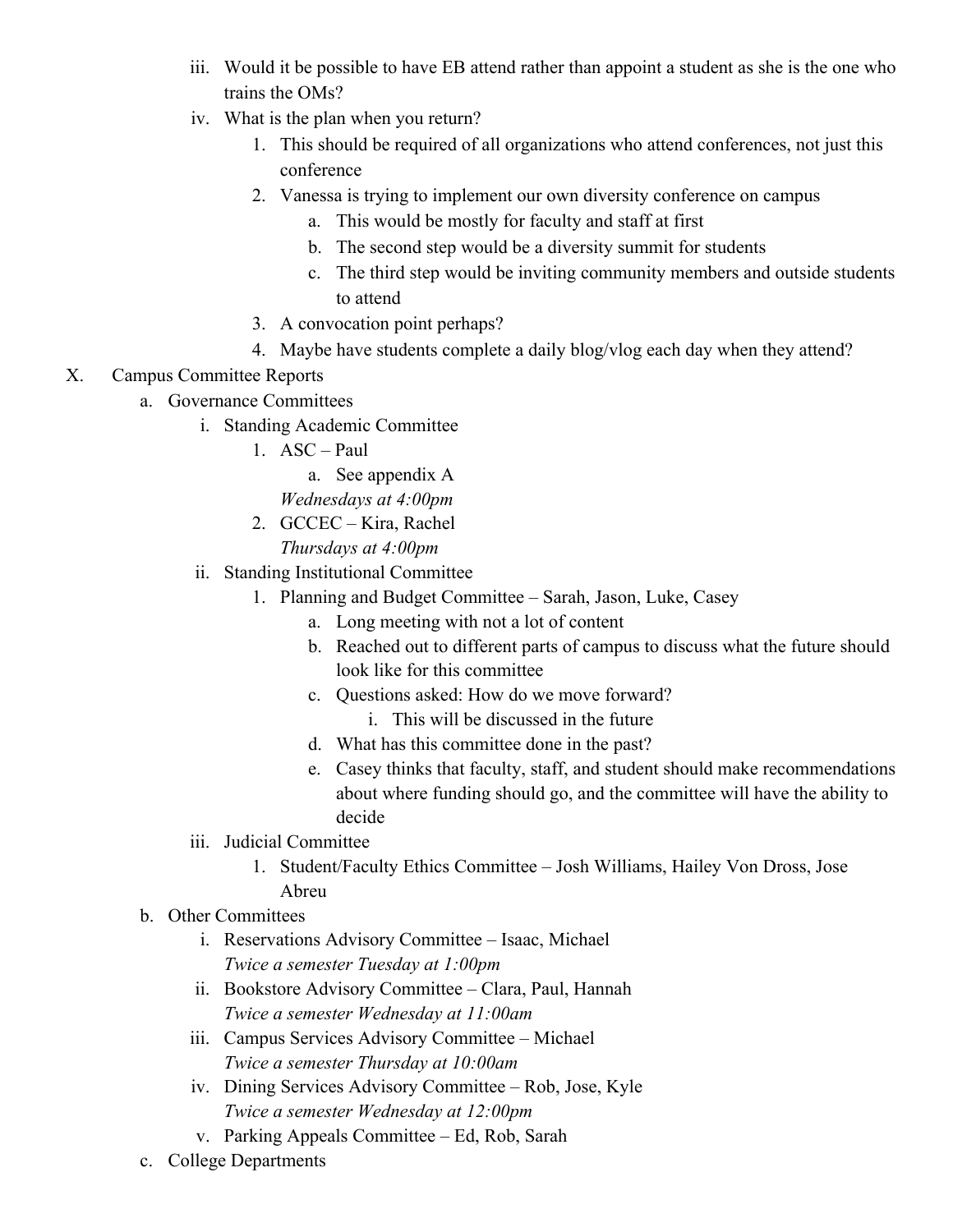iii. Would it be possible to have EB attend rather than appoint a student as she is the one who trains the OMs?

iv. What is the plan when you return?

1. This should be required of all organizations who attend conferences, not just this conference
2. Vanessa is trying to implement our own diversity conference on campus
    a. This would be mostly for faculty and staff at first
    b. The second step would be a diversity summit for students
    c. The third step would be inviting community members and outside students to attend
3. A convocation point perhaps?
4. Maybe have students complete a daily blog/vlog each day when they attend?

X. Campus Committee Reports

a. Governance Committees

i. Standing Academic Committee

1. ASC – Paul
    a. See appendix A

    *Wednesdays at 4:00pm*
2. GCCEC – Kira, Rachel

    *Thursdays at 4:00pm*

ii. Standing Institutional Committee

1. Planning and Budget Committee – Sarah, Jason, Luke, Casey
    a. Long meeting with not a lot of content
    b. Reached out to different parts of campus to discuss what the future should look like for this committee
    c. Questions asked: How do we move forward?
        i. This will be discussed in the future
    d. What has this committee done in the past?
    e. Casey thinks that faculty, staff, and student should make recommendations about where funding should go, and the committee will have the ability to decide

iii. Judicial Committee

1. Student/Faculty Ethics Committee – Josh Williams, Hailey Von Dross, Jose Abreu

b. Other Committees

i. Reservations Advisory Committee – Isaac, Michael

*Twice a semester Tuesday at 1:00pm*

ii. Bookstore Advisory Committee – Clara, Paul, Hannah

*Twice a semester Wednesday at 11:00am*

iii. Campus Services Advisory Committee – Michael

*Twice a semester Thursday at 10:00am*

iv. Dining Services Advisory Committee – Rob, Jose, Kyle

*Twice a semester Wednesday at 12:00pm*

v. Parking Appeals Committee – Ed, Rob, Sarah

c. College Departments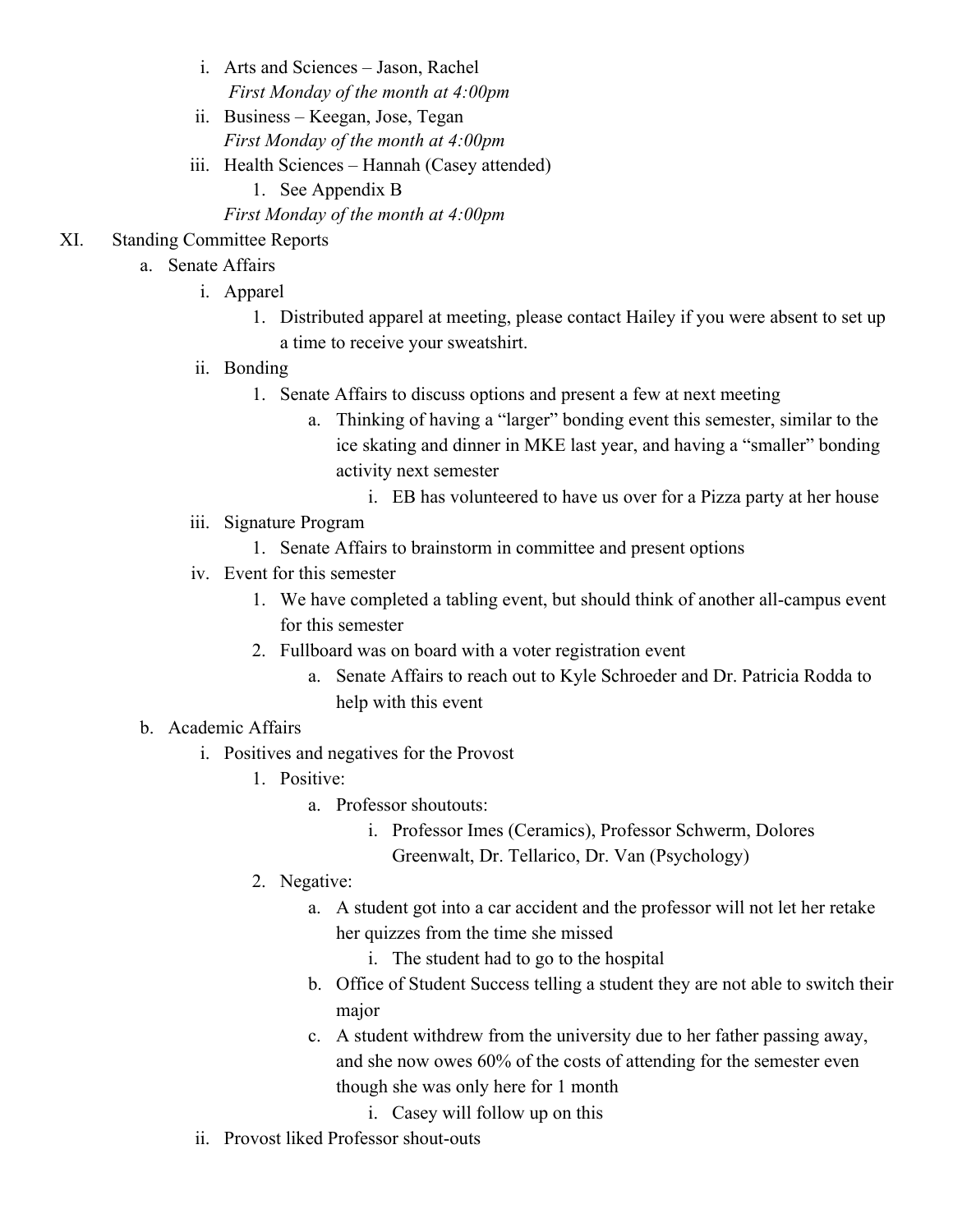i. Arts and Sciences – Jason, Rachel
   *First Monday of the month at 4:00pm*

ii. Business – Keegan, Jose, Tegan
   *First Monday of the month at 4:00pm*

iii. Health Sciences – Hannah (Casey attended)
   1. See Appendix B

   *First Monday of the month at 4:00pm*

XI. Standing Committee Reports

- a. Senate Affairs
  - i. Apparel
    1. Distributed apparel at meeting, please contact Hailey if you were absent to set up a time to receive your sweatshirt.
  - ii. Bonding
    1. Senate Affairs to discuss options and present a few at next meeting
       - a. Thinking of having a "larger" bonding event this semester, similar to the ice skating and dinner in MKE last year, and having a "smaller" bonding activity next semester
         - i. EB has volunteered to have us over for a Pizza party at her house
  - iii. Signature Program
    1. Senate Affairs to brainstorm in committee and present options
  - iv. Event for this semester
    1. We have completed a tabling event, but should think of another all-campus event for this semester
    2. Fullboard was on board with a voter registration event
       - a. Senate Affairs to reach out to Kyle Schroeder and Dr. Patricia Rodda to help with this event
- b. Academic Affairs
  - i. Positives and negatives for the Provost
    1. Positive:
       - a. Professor shoutouts:
         - i. Professor Imes (Ceramics), Professor Schwerm, Dolores Greenwalt, Dr. Tellarico, Dr. Van (Psychology)
    2. Negative:
       - a. A student got into a car accident and the professor will not let her retake her quizzes from the time she missed
         - i. The student had to go to the hospital
       - b. Office of Student Success telling a student they are not able to switch their major
       - c. A student withdrew from the university due to her father passing away, and she now owes 60% of the costs of attending for the semester even though she was only here for 1 month
         - i. Casey will follow up on this
  - ii. Provost liked Professor shout-outs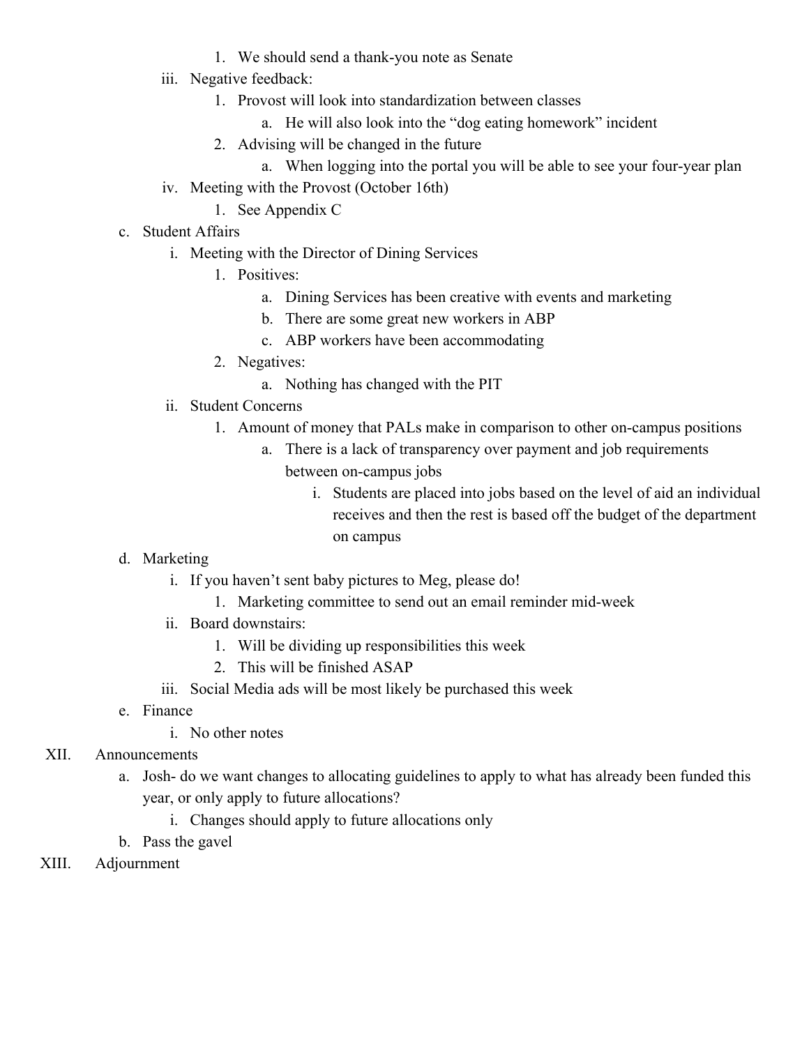1. We should send a thank-you note as Senate
        iii. Negative feedback:
            1. Provost will look into standardization between classes
                a. He will also look into the "dog eating homework" incident
            2. Advising will be changed in the future
                a. When logging into the portal you will be able to see your four-year plan
        iv. Meeting with the Provost (October 16th)
            1. See Appendix C
    c. Student Affairs
        i. Meeting with the Director of Dining Services
            1. Positives:
                a. Dining Services has been creative with events and marketing
                b. There are some great new workers in ABP
                c. ABP workers have been accommodating
            2. Negatives:
                a. Nothing has changed with the PIT
        ii. Student Concerns
            1. Amount of money that PALs make in comparison to other on-campus positions
                a. There is a lack of transparency over payment and job requirements between on-campus jobs
                    i. Students are placed into jobs based on the level of aid an individual receives and then the rest is based off the budget of the department on campus
    d. Marketing
        i. If you haven't sent baby pictures to Meg, please do!
            1. Marketing committee to send out an email reminder mid-week
        ii. Board downstairs:
            1. Will be dividing up responsibilities this week
            2. This will be finished ASAP
        iii. Social Media ads will be most likely be purchased this week
    e. Finance
        i. No other notes

XII. Announcements
    a. Josh- do we want changes to allocating guidelines to apply to what has already been funded this year, or only apply to future allocations?
        i. Changes should apply to future allocations only
    b. Pass the gavel

XIII. Adjournment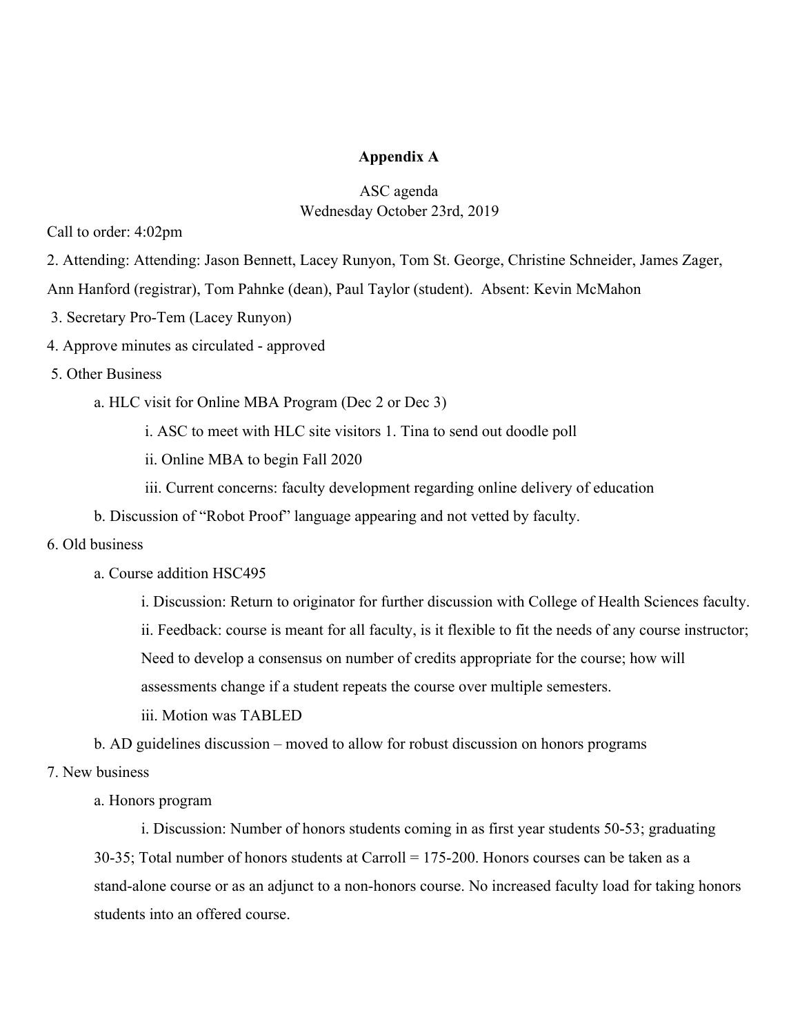**Appendix A**

ASC agenda
Wednesday October 23rd, 2019

Call to order: 4:02pm

2. Attending: Attending: Jason Bennett, Lacey Runyon, Tom St. George, Christine Schneider, James Zager, Ann Hanford (registrar), Tom Pahnke (dean), Paul Taylor (student). Absent: Kevin McMahon

3. Secretary Pro-Tem (Lacey Runyon)

4. Approve minutes as circulated - approved

5. Other Business

   a. HLC visit for Online MBA Program (Dec 2 or Dec 3)

      i. ASC to meet with HLC site visitors 1. Tina to send out doodle poll

      ii. Online MBA to begin Fall 2020

      iii. Current concerns: faculty development regarding online delivery of education

   b. Discussion of "Robot Proof" language appearing and not vetted by faculty.

6. Old business

   a. Course addition HSC495

      i. Discussion: Return to originator for further discussion with College of Health Sciences faculty.

      ii. Feedback: course is meant for all faculty, is it flexible to fit the needs of any course instructor; Need to develop a consensus on number of credits appropriate for the course; how will assessments change if a student repeats the course over multiple semesters.

      iii. Motion was TABLED

   b. AD guidelines discussion – moved to allow for robust discussion on honors programs

7. New business

   a. Honors program

      i. Discussion: Number of honors students coming in as first year students 50-53; graduating 30-35; Total number of honors students at Carroll = 175-200. Honors courses can be taken as a stand-alone course or as an adjunct to a non-honors course. No increased faculty load for taking honors students into an offered course.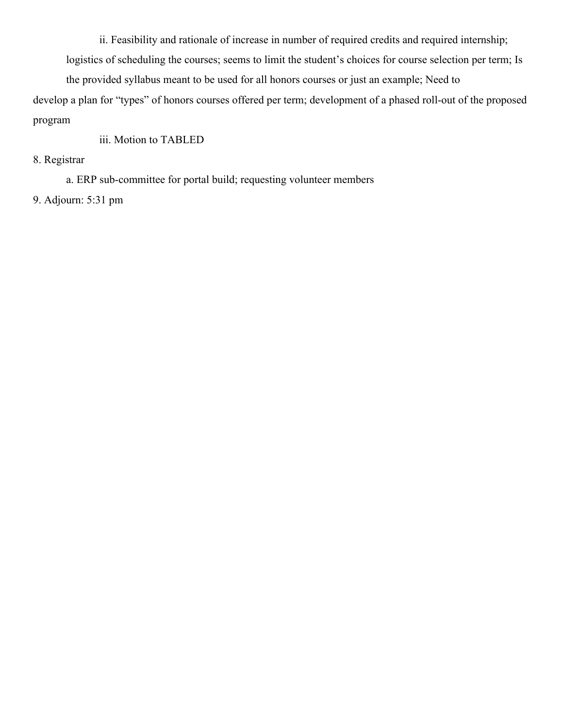ii. Feasibility and rationale of increase in number of required credits and required internship; logistics of scheduling the courses; seems to limit the student's choices for course selection per term; Is the provided syllabus meant to be used for all honors courses or just an example; Need to develop a plan for "types" of honors courses offered per term; development of a phased roll-out of the proposed program

iii. Motion to TABLED

8. Registrar

   a. ERP sub-committee for portal build; requesting volunteer members

9. Adjourn: 5:31 pm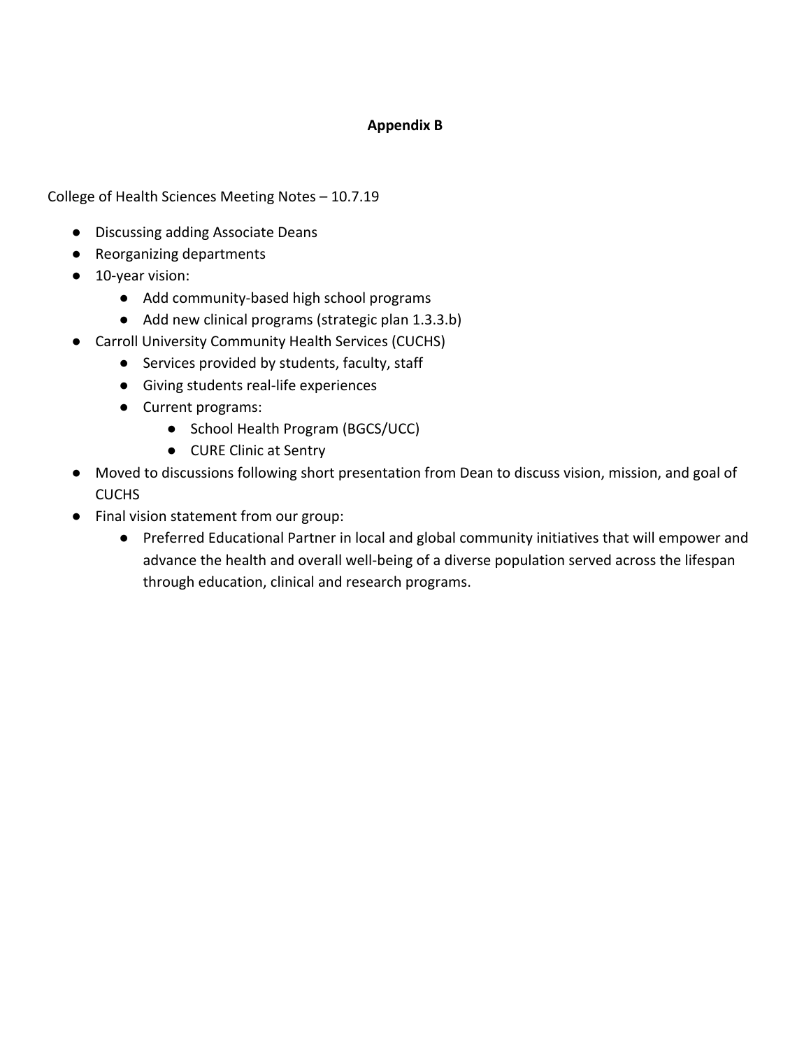**Appendix B**

College of Health Sciences Meeting Notes – 10.7.19

- Discussing adding Associate Deans
- Reorganizing departments
- 10-year vision:
    - Add community-based high school programs
    - Add new clinical programs (strategic plan 1.3.3.b)
- Carroll University Community Health Services (CUCHS)
    - Services provided by students, faculty, staff
    - Giving students real-life experiences
    - Current programs:
        - School Health Program (BGCS/UCC)
        - CURE Clinic at Sentry
- Moved to discussions following short presentation from Dean to discuss vision, mission, and goal of CUCHS
- Final vision statement from our group:
    - Preferred Educational Partner in local and global community initiatives that will empower and advance the health and overall well-being of a diverse population served across the lifespan through education, clinical and research programs.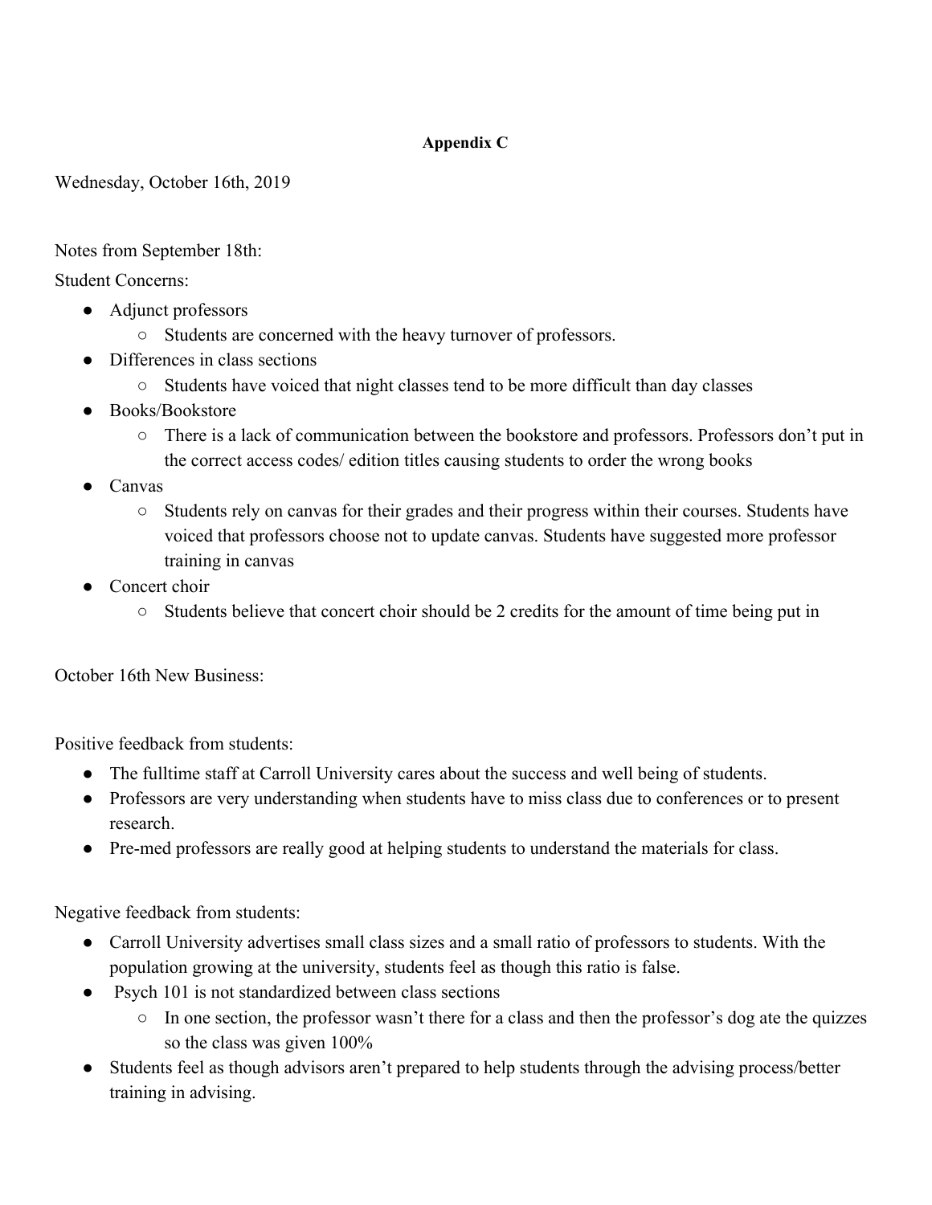**Appendix C**

Wednesday, October 16th, 2019

Notes from September 18th:

Student Concerns:

- Adjunct professors
  - Students are concerned with the heavy turnover of professors.
- Differences in class sections
  - Students have voiced that night classes tend to be more difficult than day classes
- Books/Bookstore
  - There is a lack of communication between the bookstore and professors. Professors don't put in the correct access codes/ edition titles causing students to order the wrong books
- Canvas
  - Students rely on canvas for their grades and their progress within their courses. Students have voiced that professors choose not to update canvas. Students have suggested more professor training in canvas
- Concert choir
  - Students believe that concert choir should be 2 credits for the amount of time being put in

October 16th New Business:

Positive feedback from students:

- The fulltime staff at Carroll University cares about the success and well being of students.
- Professors are very understanding when students have to miss class due to conferences or to present research.
- Pre-med professors are really good at helping students to understand the materials for class.

Negative feedback from students:

- Carroll University advertises small class sizes and a small ratio of professors to students. With the population growing at the university, students feel as though this ratio is false.
- Psych 101 is not standardized between class sections
  - In one section, the professor wasn't there for a class and then the professor's dog ate the quizzes so the class was given 100%
- Students feel as though advisors aren't prepared to help students through the advising process/better training in advising.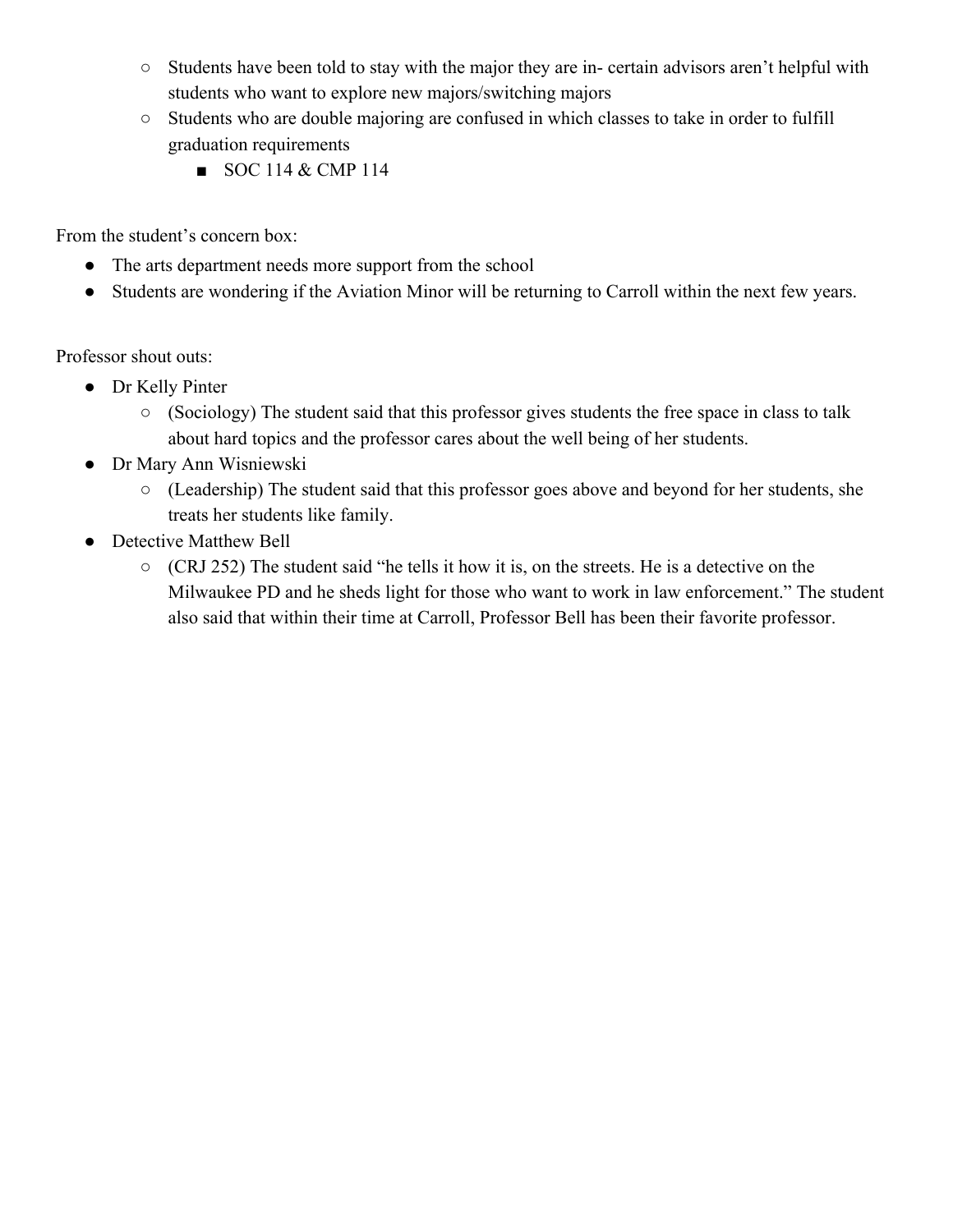- Students have been told to stay with the major they are in- certain advisors aren't helpful with students who want to explore new majors/switching majors
    - Students who are double majoring are confused in which classes to take in order to fulfill graduation requirements
        - SOC 114 & CMP 114

From the student's concern box:

- The arts department needs more support from the school
- Students are wondering if the Aviation Minor will be returning to Carroll within the next few years.

Professor shout outs:

- Dr Kelly Pinter
    - (Sociology) The student said that this professor gives students the free space in class to talk about hard topics and the professor cares about the well being of her students.
- Dr Mary Ann Wisniewski
    - (Leadership) The student said that this professor goes above and beyond for her students, she treats her students like family.
- Detective Matthew Bell
    - (CRJ 252) The student said "he tells it how it is, on the streets. He is a detective on the Milwaukee PD and he sheds light for those who want to work in law enforcement." The student also said that within their time at Carroll, Professor Bell has been their favorite professor.